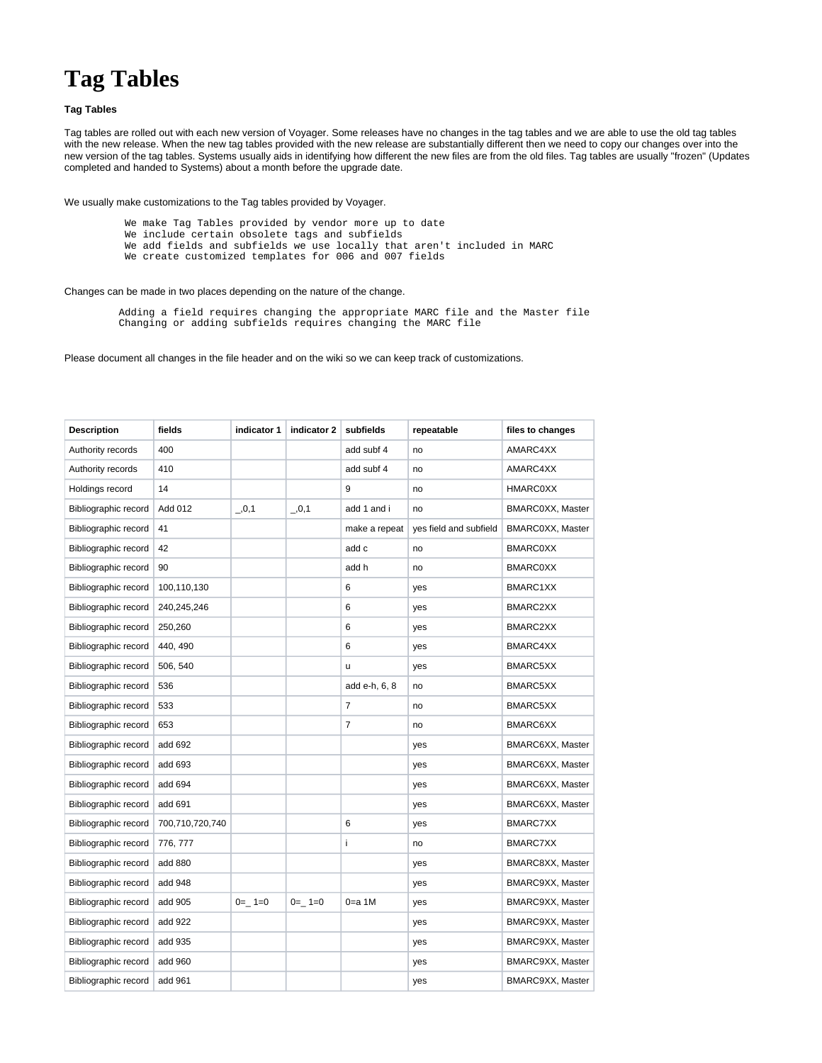# Tag Tables

**Tag Tables**

Tag tables are rolled out with each new version of Voyager. Some releases have no changes in the tag tables and we are able to use the old tag tables with the new release. When the new tag tables provided with the new release are substantially different then we need to copy our changes over into the new version of the tag tables. Systems usually aids in identifying how different the new files are from the old files. Tag tables are usually "frozen" (Updates completed and handed to Systems) about a month before the upgrade date.

We usually make customizations to the Tag tables provided by Voyager.

```
We make Tag Tables provided by vendor more up to date
We include certain obsolete tags and subfields
We add fields and subfields we use locally that aren't included in MARC
We create customized templates for 006 and 007 fields
```

Changes can be made in two places depending on the nature of the change.

```
Adding a field requires changing the appropriate MARC file and the Master file
Changing or adding subfields requires changing the MARC file
```

Please document all changes in the file header and on the wiki so we can keep track of customizations.

| Description | fields | indicator 1 | indicator 2 | subfields | repeatable | files to changes |
|---|---|---|---|---|---|---|
| Authority records | 400 | | | add subf 4 | no | AMARC4XX |
| Authority records | 410 | | | add subf 4 | no | AMARC4XX |
| Holdings record | 14 | | | 9 | no | HMARC0XX |
| Bibliographic record | Add 012 | _,0,1 | _,0,1 | add 1 and i | no | BMARC0XX, Master |
| Bibliographic record | 41 | | | make a repeat | yes field and subfield | BMARC0XX, Master |
| Bibliographic record | 42 | | | add c | no | BMARC0XX |
| Bibliographic record | 90 | | | add h | no | BMARC0XX |
| Bibliographic record | 100,110,130 | | | 6 | yes | BMARC1XX |
| Bibliographic record | 240,245,246 | | | 6 | yes | BMARC2XX |
| Bibliographic record | 250,260 | | | 6 | yes | BMARC2XX |
| Bibliographic record | 440, 490 | | | 6 | yes | BMARC4XX |
| Bibliographic record | 506, 540 | | | u | yes | BMARC5XX |
| Bibliographic record | 536 | | | add e-h, 6, 8 | no | BMARC5XX |
| Bibliographic record | 533 | | | 7 | no | BMARC5XX |
| Bibliographic record | 653 | | | 7 | no | BMARC6XX |
| Bibliographic record | add 692 | | | | yes | BMARC6XX, Master |
| Bibliographic record | add 693 | | | | yes | BMARC6XX, Master |
| Bibliographic record | add 694 | | | | yes | BMARC6XX, Master |
| Bibliographic record | add 691 | | | | yes | BMARC6XX, Master |
| Bibliographic record | 700,710,720,740 | | | 6 | yes | BMARC7XX |
| Bibliographic record | 776, 777 | | | i | no | BMARC7XX |
| Bibliographic record | add 880 | | | | yes | BMARC8XX, Master |
| Bibliographic record | add 948 | | | | yes | BMARC9XX, Master |
| Bibliographic record | add 905 | 0=_ 1=0 | 0=_ 1=0 | 0=a 1M | yes | BMARC9XX, Master |
| Bibliographic record | add 922 | | | | yes | BMARC9XX, Master |
| Bibliographic record | add 935 | | | | yes | BMARC9XX, Master |
| Bibliographic record | add 960 | | | | yes | BMARC9XX, Master |
| Bibliographic record | add 961 | | | | yes | BMARC9XX, Master |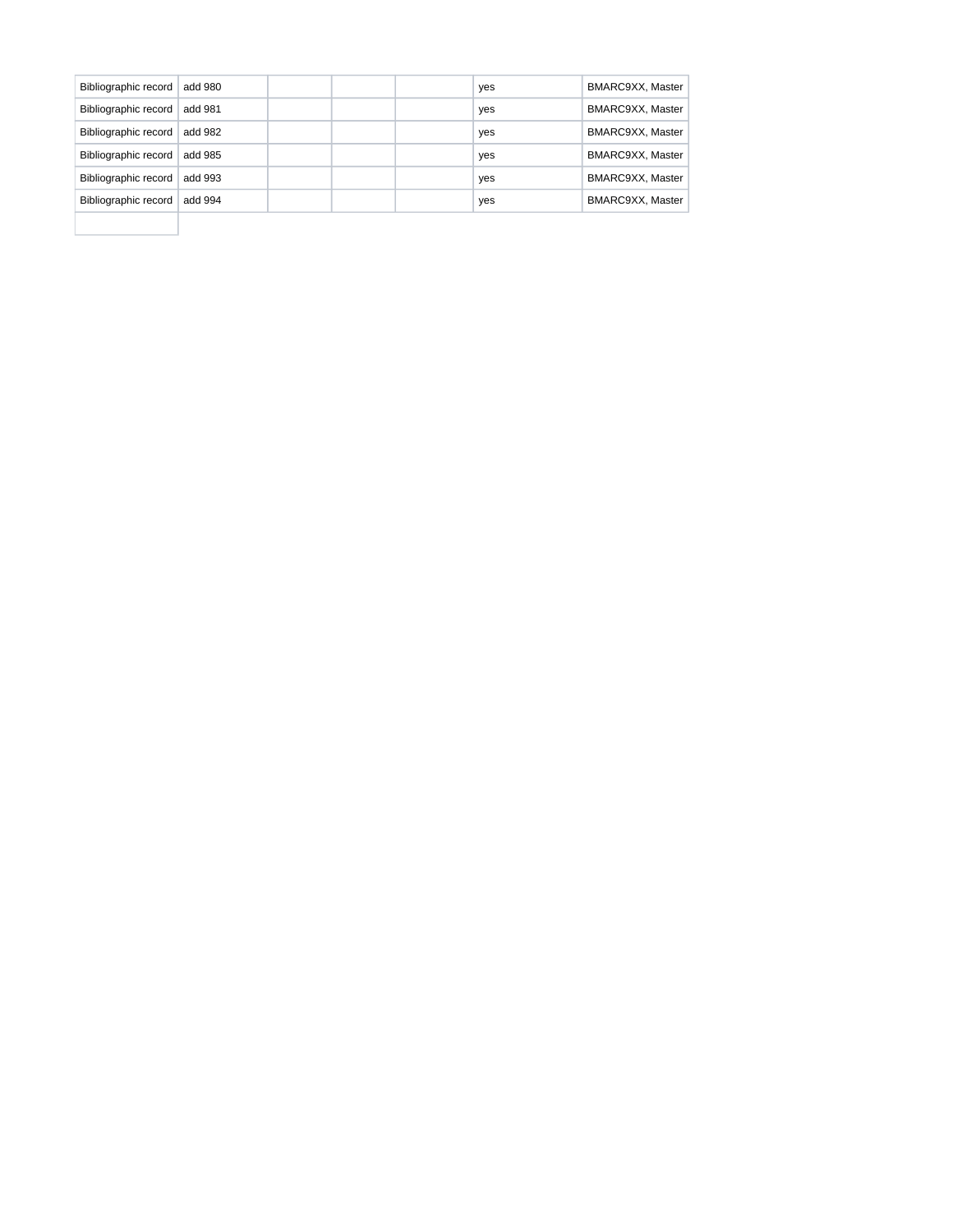| | | | | | | |
|---|---|---|---|---|---|---|
| Bibliographic record | add 980 | | | | yes | BMARC9XX, Master |
| Bibliographic record | add 981 | | | | yes | BMARC9XX, Master |
| Bibliographic record | add 982 | | | | yes | BMARC9XX, Master |
| Bibliographic record | add 985 | | | | yes | BMARC9XX, Master |
| Bibliographic record | add 993 | | | | yes | BMARC9XX, Master |
| Bibliographic record | add 994 | | | | yes | BMARC9XX, Master |
| | | | | | | |